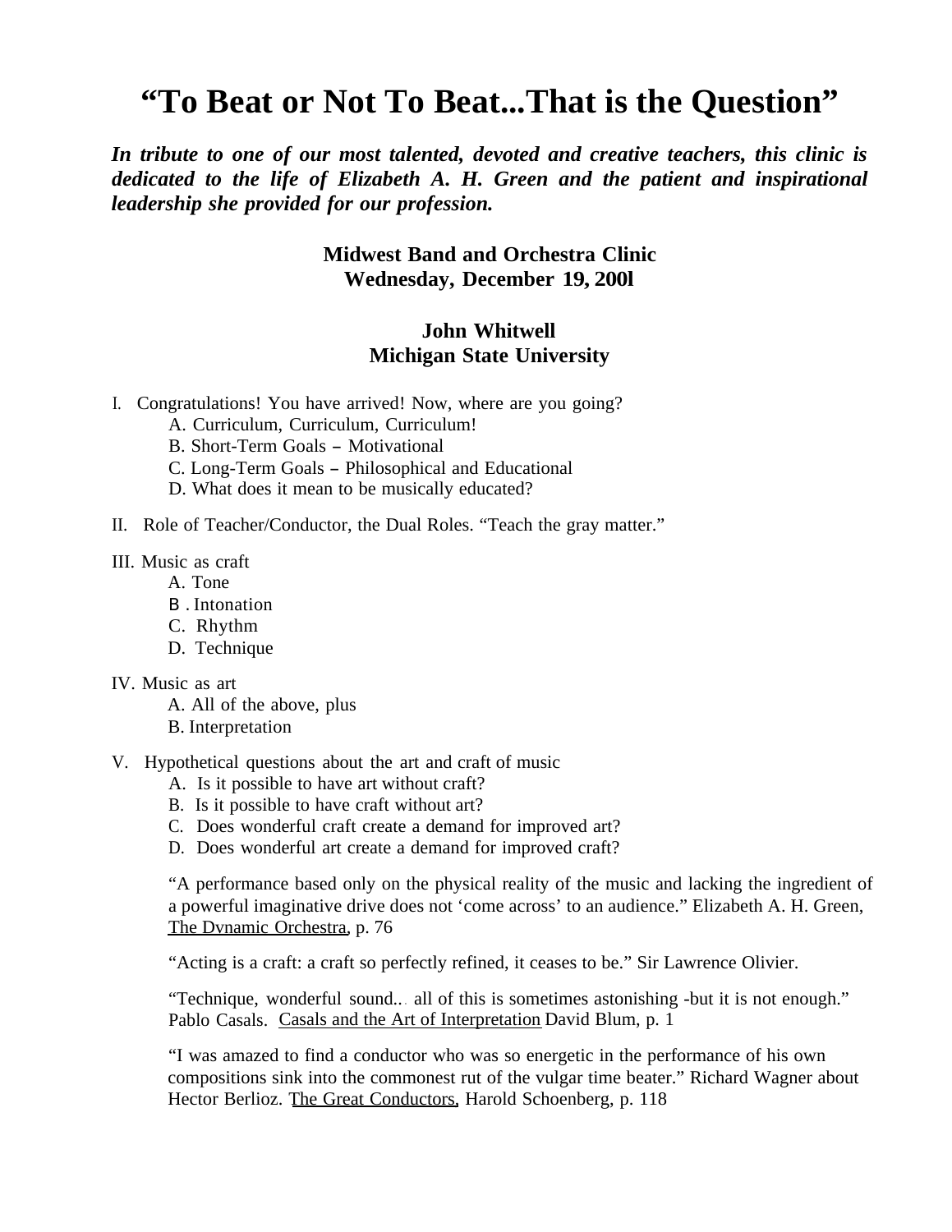# "To Beat or Not To Beat...That is the Question"

***In tribute to one of our most talented, devoted and creative teachers, this clinic is dedicated to the life of Elizabeth A. H. Green and the patient and inspirational leadership she provided for our profession.***

**Midwest Band and Orchestra Clinic**
**Wednesday, December 19, 200l**

**John Whitwell**
**Michigan State University**

I. Congratulations! You have arrived! Now, where are you going?
   - A. Curriculum, Curriculum, Curriculum!
   - B. Short-Term Goals – Motivational
   - C. Long-Term Goals – Philosophical and Educational
   - D. What does it mean to be musically educated?

II. Role of Teacher/Conductor, the Dual Roles. "Teach the gray matter."

III. Music as craft
   - A. Tone
   - B. Intonation
   - C. Rhythm
   - D. Technique

IV. Music as art
   - A. All of the above, plus
   - B. Interpretation

V. Hypothetical questions about the art and craft of music
   - A. Is it possible to have art without craft?
   - B. Is it possible to have craft without art?
   - C. Does wonderful craft create a demand for improved art?
   - D. Does wonderful art create a demand for improved craft?

"A performance based only on the physical reality of the music and lacking the ingredient of a powerful imaginative drive does not 'come across' to an audience." Elizabeth A. H. Green, The Dvnamic Orchestra, p. 76

"Acting is a craft: a craft so perfectly refined, it ceases to be." Sir Lawrence Olivier.

"Technique, wonderful sound... all of this is sometimes astonishing -but it is not enough." Pablo Casals. Casals and the Art of Interpretation David Blum, p. 1

"I was amazed to find a conductor who was so energetic in the performance of his own compositions sink into the commonest rut of the vulgar time beater." Richard Wagner about Hector Berlioz. The Great Conductors, Harold Schoenberg, p. 118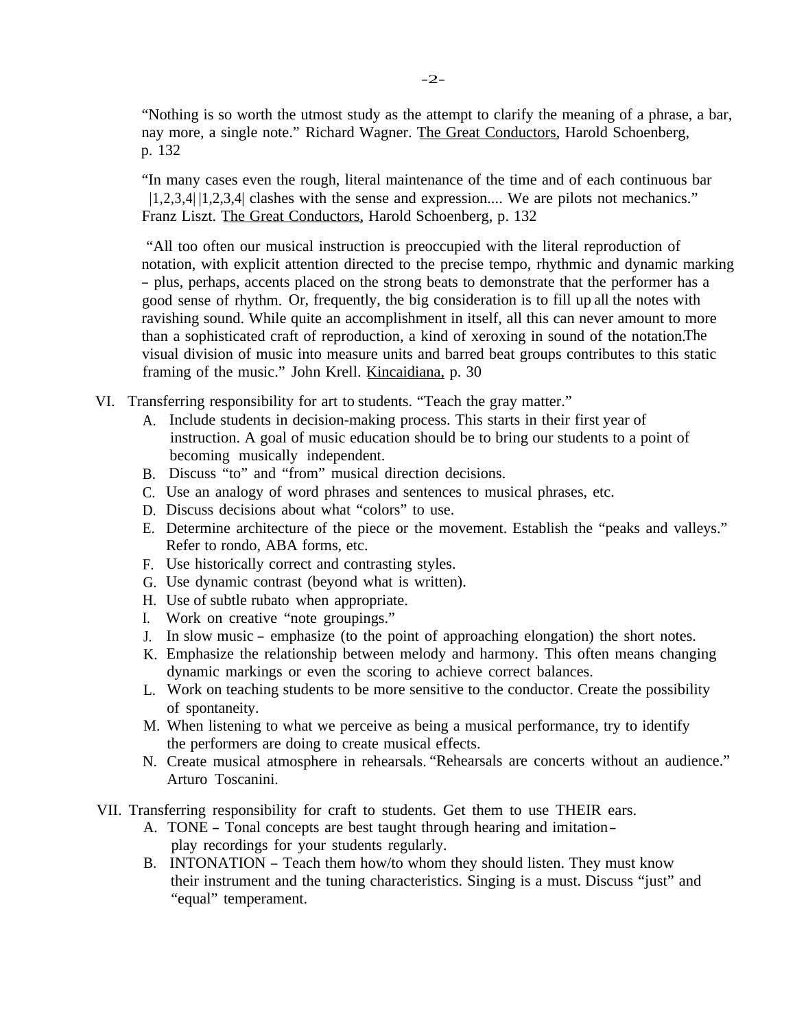"Nothing is so worth the utmost study as the attempt to clarify the meaning of a phrase, a bar, nay more, a single note." Richard Wagner. The Great Conductors, Harold Schoenberg, p. 132

"In many cases even the rough, literal maintenance of the time and of each continuous bar |1,2,3,4||1,2,3,4| clashes with the sense and expression.... We are pilots not mechanics." Franz Liszt. The Great Conductors, Harold Schoenberg, p. 132

"All too often our musical instruction is preoccupied with the literal reproduction of notation, with explicit attention directed to the precise tempo, rhythmic and dynamic marking – plus, perhaps, accents placed on the strong beats to demonstrate that the performer has a good sense of rhythm. Or, frequently, the big consideration is to fill up all the notes with ravishing sound. While quite an accomplishment in itself, all this can never amount to more than a sophisticated craft of reproduction, a kind of xeroxing in sound of the notation.The visual division of music into measure units and barred beat groups contributes to this static framing of the music." John Krell. Kincaidiana, p. 30

VI. Transferring responsibility for art to students. "Teach the gray matter."
   - A. Include students in decision-making process. This starts in their first year of instruction. A goal of music education should be to bring our students to a point of becoming musically independent.
   - B. Discuss "to" and "from" musical direction decisions.
   - C. Use an analogy of word phrases and sentences to musical phrases, etc.
   - D. Discuss decisions about what "colors" to use.
   - E. Determine architecture of the piece or the movement. Establish the "peaks and valleys." Refer to rondo, ABA forms, etc.
   - F. Use historically correct and contrasting styles.
   - G. Use dynamic contrast (beyond what is written).
   - H. Use of subtle rubato when appropriate.
   - I. Work on creative "note groupings."
   - J. In slow music – emphasize (to the point of approaching elongation) the short notes.
   - K. Emphasize the relationship between melody and harmony. This often means changing dynamic markings or even the scoring to achieve correct balances.
   - L. Work on teaching students to be more sensitive to the conductor. Create the possibility of spontaneity.
   - M. When listening to what we perceive as being a musical performance, try to identify the performers are doing to create musical effects.
   - N. Create musical atmosphere in rehearsals. "Rehearsals are concerts without an audience." Arturo Toscanini.

VII. Transferring responsibility for craft to students. Get them to use THEIR ears.
   - A. TONE – Tonal concepts are best taught through hearing and imitation– play recordings for your students regularly.
   - B. INTONATION – Teach them how/to whom they should listen. They must know their instrument and the tuning characteristics. Singing is a must. Discuss "just" and "equal" temperament.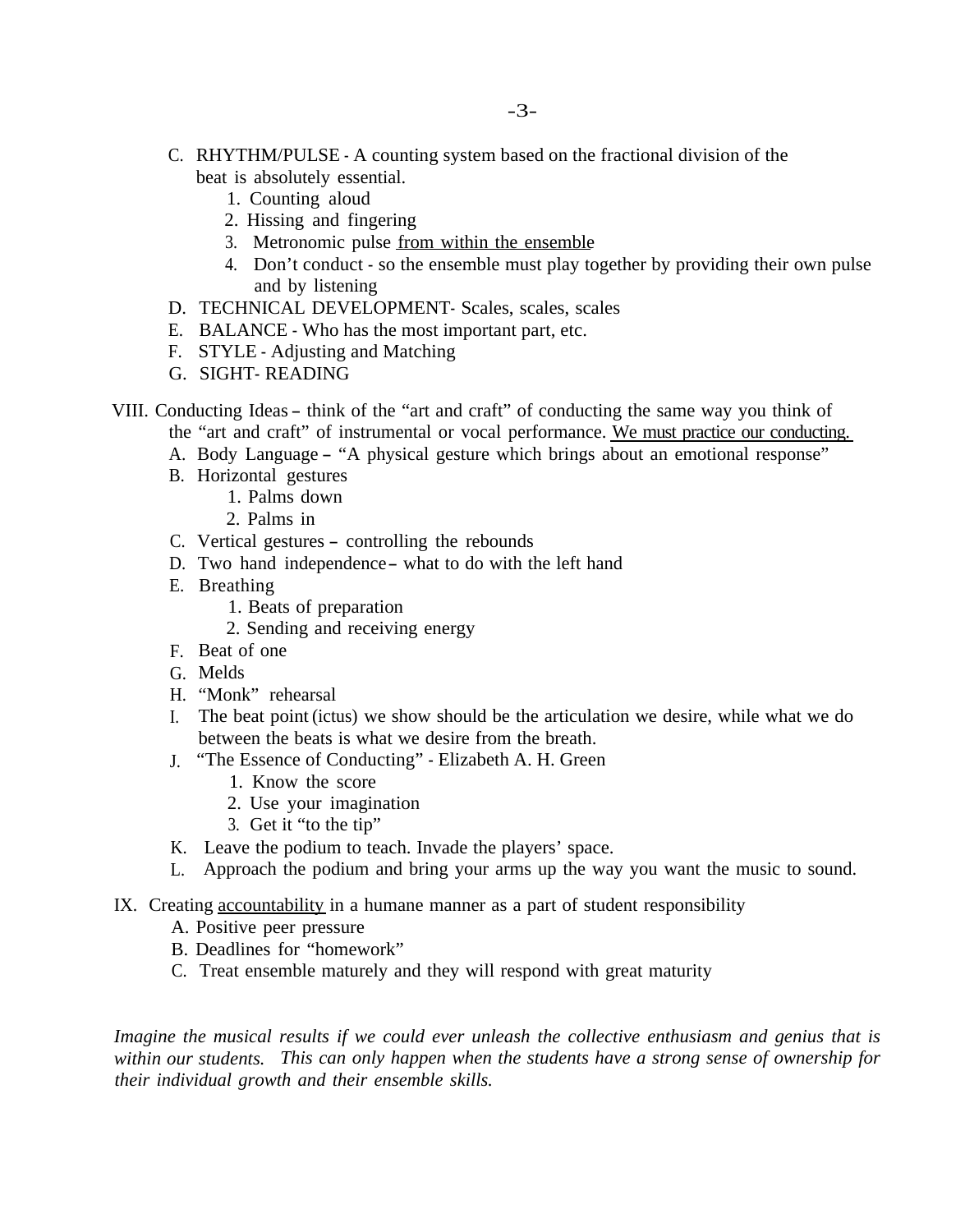C. RHYTHM/PULSE - A counting system based on the fractional division of the beat is absolutely essential.
   1. Counting aloud
   2. Hissing and fingering
   3. Metronomic pulse <u>from within the ensemble</u>
   4. Don't conduct - so the ensemble must play together by providing their own pulse and by listening

D. TECHNICAL DEVELOPMENT- Scales, scales, scales

E. BALANCE - Who has the most important part, etc.

F. STYLE - Adjusting and Matching

G. SIGHT- READING

VIII. Conducting Ideas – think of the "art and craft" of conducting the same way you think of the "art and craft" of instrumental or vocal performance. <u>We must practice our conducting.</u>

A. Body Language – "A physical gesture which brings about an emotional response"

B. Horizontal gestures
   1. Palms down
   2. Palms in

C. Vertical gestures – controlling the rebounds

D. Two hand independence – what to do with the left hand

E. Breathing
   1. Beats of preparation
   2. Sending and receiving energy

F. Beat of one

G. Melds

H. "Monk" rehearsal

I. The beat point (ictus) we show should be the articulation we desire, while what we do between the beats is what we desire from the breath.

J. "The Essence of Conducting" - Elizabeth A. H. Green
   1. Know the score
   2. Use your imagination
   3. Get it "to the tip"

K. Leave the podium to teach. Invade the players' space.

L. Approach the podium and bring your arms up the way you want the music to sound.

IX. Creating <u>accountability</u> in a humane manner as a part of student responsibility

A. Positive peer pressure

B. Deadlines for "homework"

C. Treat ensemble maturely and they will respond with great maturity

*Imagine the musical results if we could ever unleash the collective enthusiasm and genius that is within our students. This can only happen when the students have a strong sense of ownership for their individual growth and their ensemble skills.*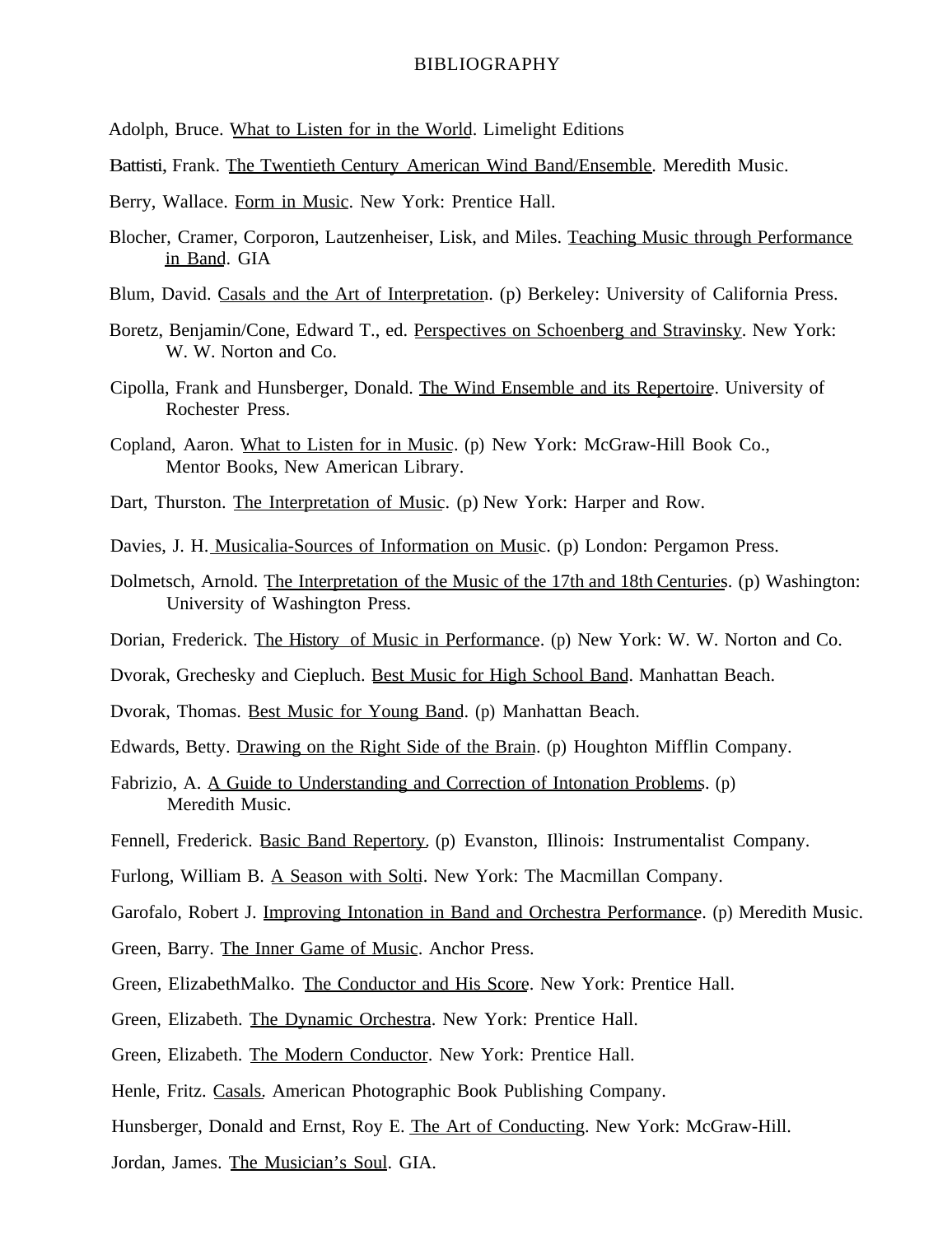# BIBLIOGRAPHY

Adolph, Bruce. What to Listen for in the World. Limelight Editions

Battisti, Frank. The Twentieth Century American Wind Band/Ensemble. Meredith Music.

Berry, Wallace. Form in Music. New York: Prentice Hall.

Blocher, Cramer, Corporon, Lautzenheiser, Lisk, and Miles. Teaching Music through Performance in Band. GIA

Blum, David. Casals and the Art of Interpretation. (p) Berkeley: University of California Press.

Boretz, Benjamin/Cone, Edward T., ed. Perspectives on Schoenberg and Stravinsky. New York: W. W. Norton and Co.

Cipolla, Frank and Hunsberger, Donald. The Wind Ensemble and its Repertoire. University of Rochester Press.

Copland, Aaron. What to Listen for in Music. (p) New York: McGraw-Hill Book Co., Mentor Books, New American Library.

Dart, Thurston. The Interpretation of Music. (p) New York: Harper and Row.

Davies, J. H. Musicalia-Sources of Information on Music. (p) London: Pergamon Press.

Dolmetsch, Arnold. The Interpretation of the Music of the 17th and 18th Centuries. (p) Washington: University of Washington Press.

Dorian, Frederick. The History of Music in Performance. (p) New York: W. W. Norton and Co.

Dvorak, Grechesky and Ciepluch. Best Music for High School Band. Manhattan Beach.

Dvorak, Thomas. Best Music for Young Band. (p) Manhattan Beach.

Edwards, Betty. Drawing on the Right Side of the Brain. (p) Houghton Mifflin Company.

Fabrizio, A. A Guide to Understanding and Correction of Intonation Problems. (p) Meredith Music.

Fennell, Frederick. Basic Band Repertory. (p) Evanston, Illinois: Instrumentalist Company.

Furlong, William B. A Season with Solti. New York: The Macmillan Company.

Garofalo, Robert J. Improving Intonation in Band and Orchestra Performance. (p) Meredith Music.

Green, Barry. The Inner Game of Music. Anchor Press.

Green, ElizabethMalko. The Conductor and His Score. New York: Prentice Hall.

Green, Elizabeth. The Dynamic Orchestra. New York: Prentice Hall.

Green, Elizabeth. The Modern Conductor. New York: Prentice Hall.

Henle, Fritz. Casals. American Photographic Book Publishing Company.

Hunsberger, Donald and Ernst, Roy E. The Art of Conducting. New York: McGraw-Hill.

Jordan, James. The Musician's Soul. GIA.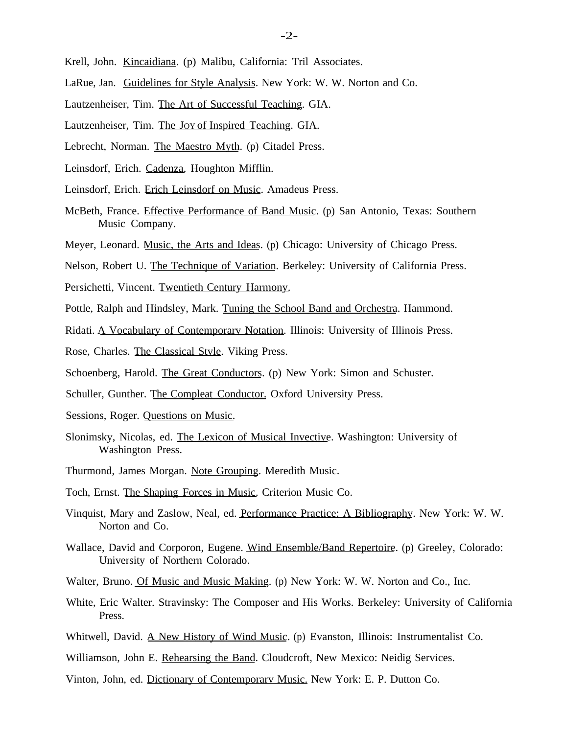Krell, John. Kincaidiana. (p) Malibu, California: Tril Associates.

LaRue, Jan. Guidelines for Style Analysis. New York: W. W. Norton and Co.

Lautzenheiser, Tim. The Art of Successful Teaching. GIA.

Lautzenheiser, Tim. The JOY of Inspired Teaching. GIA.

Lebrecht, Norman. The Maestro Myth. (p) Citadel Press.

Leinsdorf, Erich. Cadenza. Houghton Mifflin.

Leinsdorf, Erich. Erich Leinsdorf on Music. Amadeus Press.

McBeth, France. Effective Performance of Band Music. (p) San Antonio, Texas: Southern Music Company.

Meyer, Leonard. Music, the Arts and Ideas. (p) Chicago: University of Chicago Press.

Nelson, Robert U. The Technique of Variation. Berkeley: University of California Press.

Persichetti, Vincent. Twentieth Century Harmony.

Pottle, Ralph and Hindsley, Mark. Tuning the School Band and Orchestra. Hammond.

Ridati. A Vocabulary of Contemporarv Notation. Illinois: University of Illinois Press.

Rose, Charles. The Classical Stvle. Viking Press.

Schoenberg, Harold. The Great Conductors. (p) New York: Simon and Schuster.

Schuller, Gunther. The Compleat Conductor. Oxford University Press.

Sessions, Roger. Questions on Music.

Slonimsky, Nicolas, ed. The Lexicon of Musical Invective. Washington: University of Washington Press.

Thurmond, James Morgan. Note Grouping. Meredith Music.

Toch, Ernst. The Shaping Forces in Music. Criterion Music Co.

Vinquist, Mary and Zaslow, Neal, ed. Performance Practice: A Bibliography. New York: W. W. Norton and Co.

Wallace, David and Corporon, Eugene. Wind Ensemble/Band Repertoire. (p) Greeley, Colorado: University of Northern Colorado.

Walter, Bruno. Of Music and Music Making. (p) New York: W. W. Norton and Co., Inc.

White, Eric Walter. Stravinsky: The Composer and His Works. Berkeley: University of California Press.

Whitwell, David. A New History of Wind Music. (p) Evanston, Illinois: Instrumentalist Co.

Williamson, John E. Rehearsing the Band. Cloudcroft, New Mexico: Neidig Services.

Vinton, John, ed. Dictionary of Contemporarv Music. New York: E. P. Dutton Co.